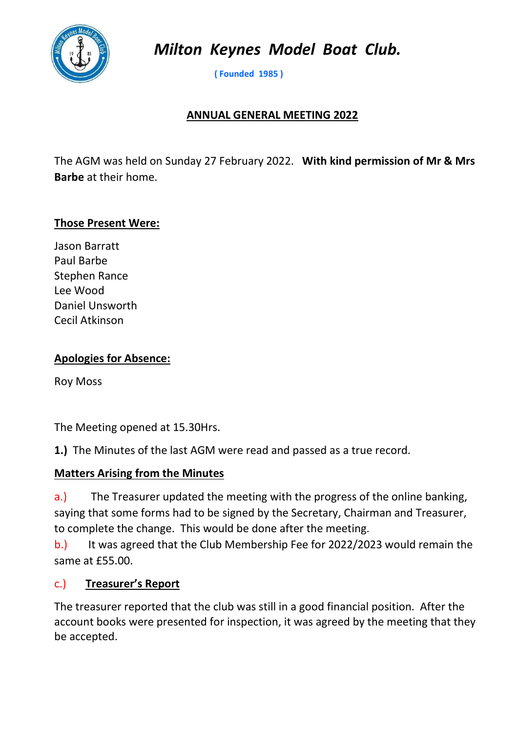# *Milton Keynes Model Boat Club.*

**( Founded 1985 )**

## ANNUAL GENERAL MEETING 2022

The AGM was held on Sunday 27 February 2022. **With kind permission of Mr & Mrs Barbe** at their home.

**Those Present Were:**

Jason Barratt
Paul Barbe
Stephen Rance
Lee Wood
Daniel Unsworth
Cecil Atkinson

**Apologies for Absence:**

Roy Moss

The Meeting opened at 15.30Hrs.

**1.)** The Minutes of the last AGM were read and passed as a true record.

**Matters Arising from the Minutes**

a.) The Treasurer updated the meeting with the progress of the online banking, saying that some forms had to be signed by the Secretary, Chairman and Treasurer, to complete the change. This would be done after the meeting.

b.) It was agreed that the Club Membership Fee for 2022/2023 would remain the same at £55.00.

c.) **Treasurer's Report**

The treasurer reported that the club was still in a good financial position. After the account books were presented for inspection, it was agreed by the meeting that they be accepted.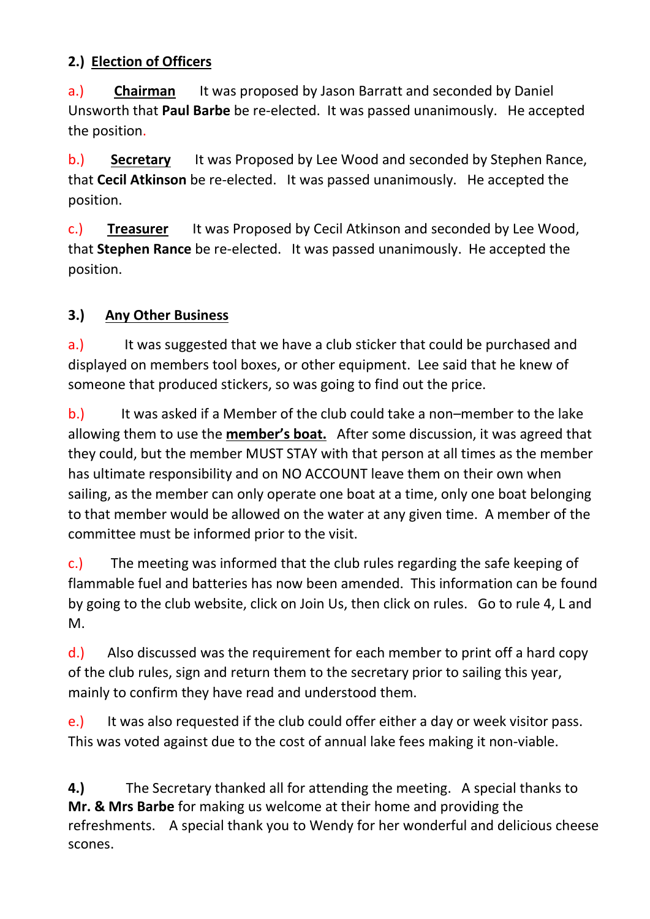**2.) Election of Officers**

a.) **Chairman** It was proposed by Jason Barratt and seconded by Daniel Unsworth that **Paul Barbe** be re-elected. It was passed unanimously. He accepted the position.

b.) **Secretary** It was Proposed by Lee Wood and seconded by Stephen Rance, that **Cecil Atkinson** be re-elected. It was passed unanimously. He accepted the position.

c.) **Treasurer** It was Proposed by Cecil Atkinson and seconded by Lee Wood, that **Stephen Rance** be re-elected. It was passed unanimously. He accepted the position.

**3.) Any Other Business**

a.) It was suggested that we have a club sticker that could be purchased and displayed on members tool boxes, or other equipment. Lee said that he knew of someone that produced stickers, so was going to find out the price.

b.) It was asked if a Member of the club could take a non–member to the lake allowing them to use the **member's boat.** After some discussion, it was agreed that they could, but the member MUST STAY with that person at all times as the member has ultimate responsibility and on NO ACCOUNT leave them on their own when sailing, as the member can only operate one boat at a time, only one boat belonging to that member would be allowed on the water at any given time. A member of the committee must be informed prior to the visit.

c.) The meeting was informed that the club rules regarding the safe keeping of flammable fuel and batteries has now been amended. This information can be found by going to the club website, click on Join Us, then click on rules. Go to rule 4, L and M.

d.) Also discussed was the requirement for each member to print off a hard copy of the club rules, sign and return them to the secretary prior to sailing this year, mainly to confirm they have read and understood them.

e.) It was also requested if the club could offer either a day or week visitor pass. This was voted against due to the cost of annual lake fees making it non-viable.

**4.)** The Secretary thanked all for attending the meeting. A special thanks to **Mr. & Mrs Barbe** for making us welcome at their home and providing the refreshments. A special thank you to Wendy for her wonderful and delicious cheese scones.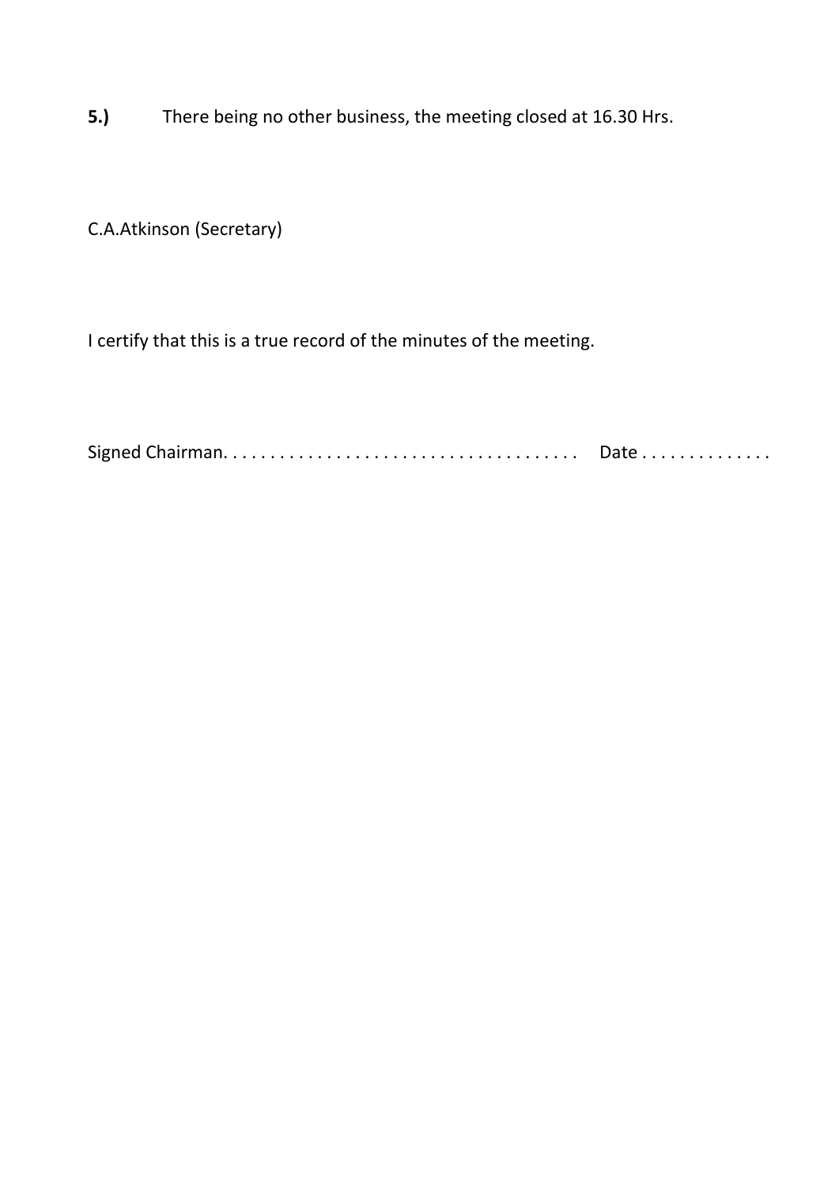**5.)** There being no other business, the meeting closed at 16.30 Hrs.

C.A.Atkinson (Secretary)

I certify that this is a true record of the minutes of the meeting.

Signed Chairman. . . . . . . . . . . . . . . . . . . . . . . . . . . . . . . . . . . . . . Date . . . . . . . . . . . . . .